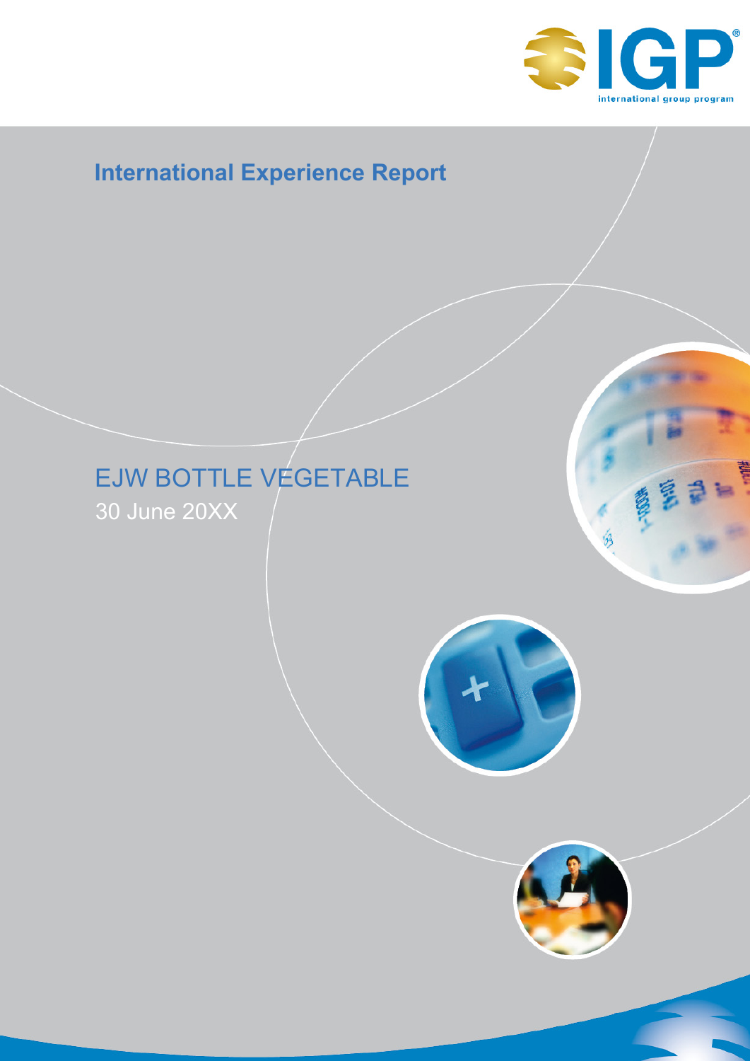IGP® international group program

# International Experience Report

## EJW BOTTLE VEGETABLE

30 June 20XX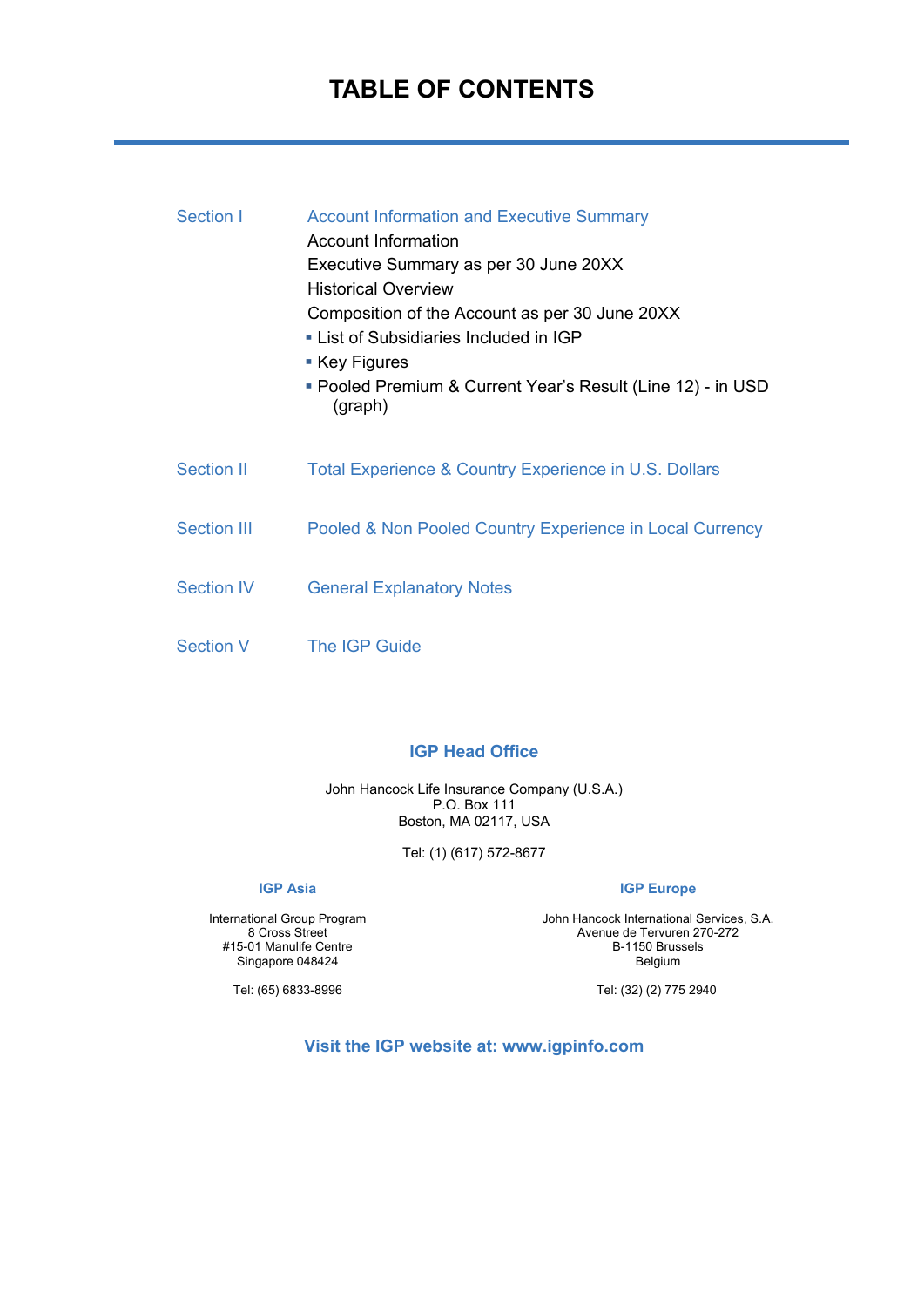# TABLE OF CONTENTS

| | |
|---|---|
| Section I | Account Information and Executive Summary |
| | Account Information |
| | Executive Summary as per 30 June 20XX |
| | Historical Overview |
| | Composition of the Account as per 30 June 20XX |
| | ▪ List of Subsidiaries Included in IGP |
| | ▪ Key Figures |
| | ▪ Pooled Premium & Current Year's Result (Line 12) - in USD (graph) |
| Section II | Total Experience & Country Experience in U.S. Dollars |
| Section III | Pooled & Non Pooled Country Experience in Local Currency |
| Section IV | General Explanatory Notes |
| Section V | The IGP Guide |

### IGP Head Office

John Hancock Life Insurance Company (U.S.A.)
P.O. Box 111
Boston, MA 02117, USA

Tel: (1) (617) 572-8677

### IGP Asia

International Group Program
8 Cross Street
#15-01 Manulife Centre
Singapore 048424

Tel: (65) 6833-8996

### IGP Europe

John Hancock International Services, S.A.
Avenue de Tervuren 270-272
B-1150 Brussels
Belgium

Tel: (32) (2) 775 2940

**Visit the IGP website at: www.igpinfo.com**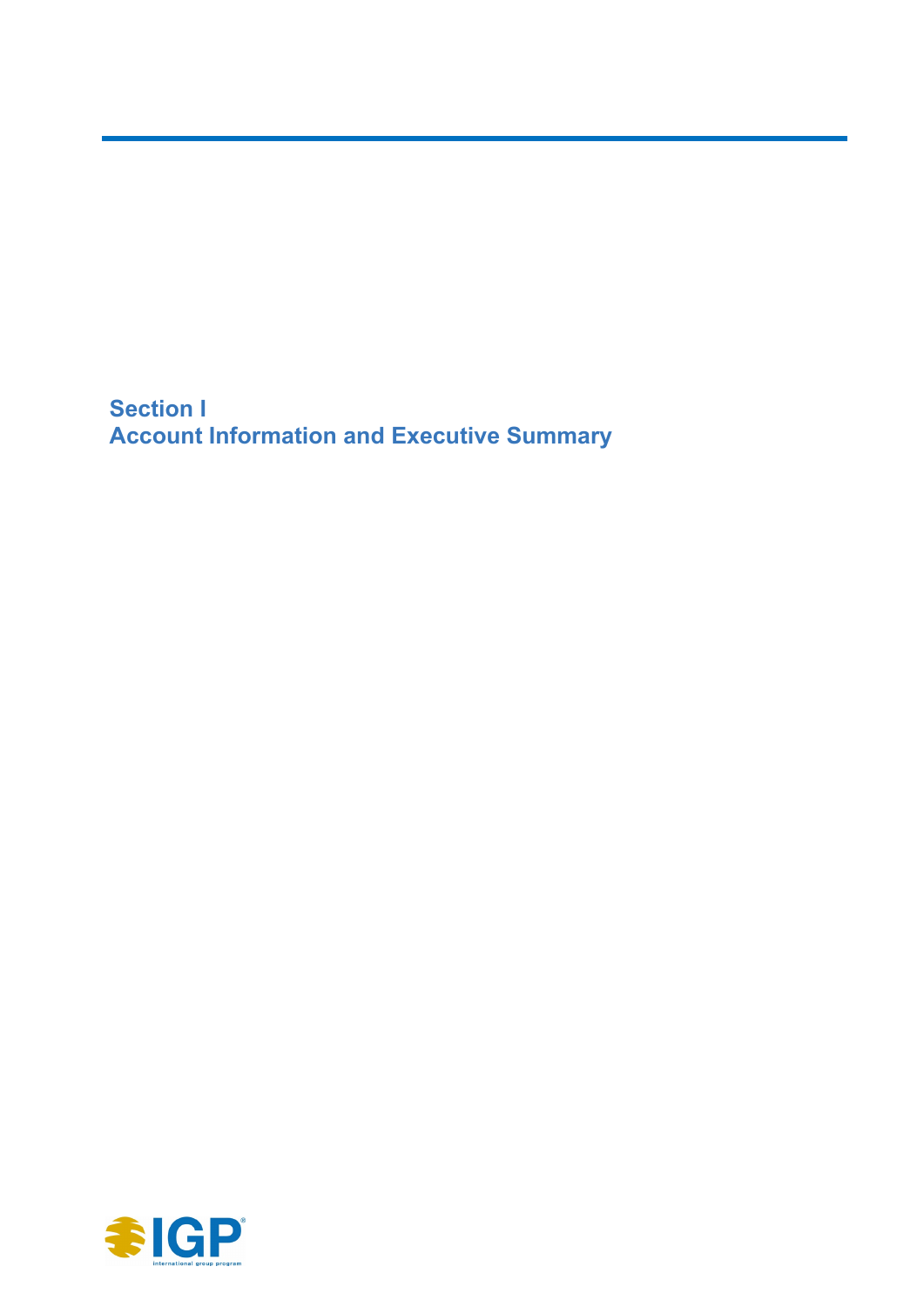# Section I
# Account Information and Executive Summary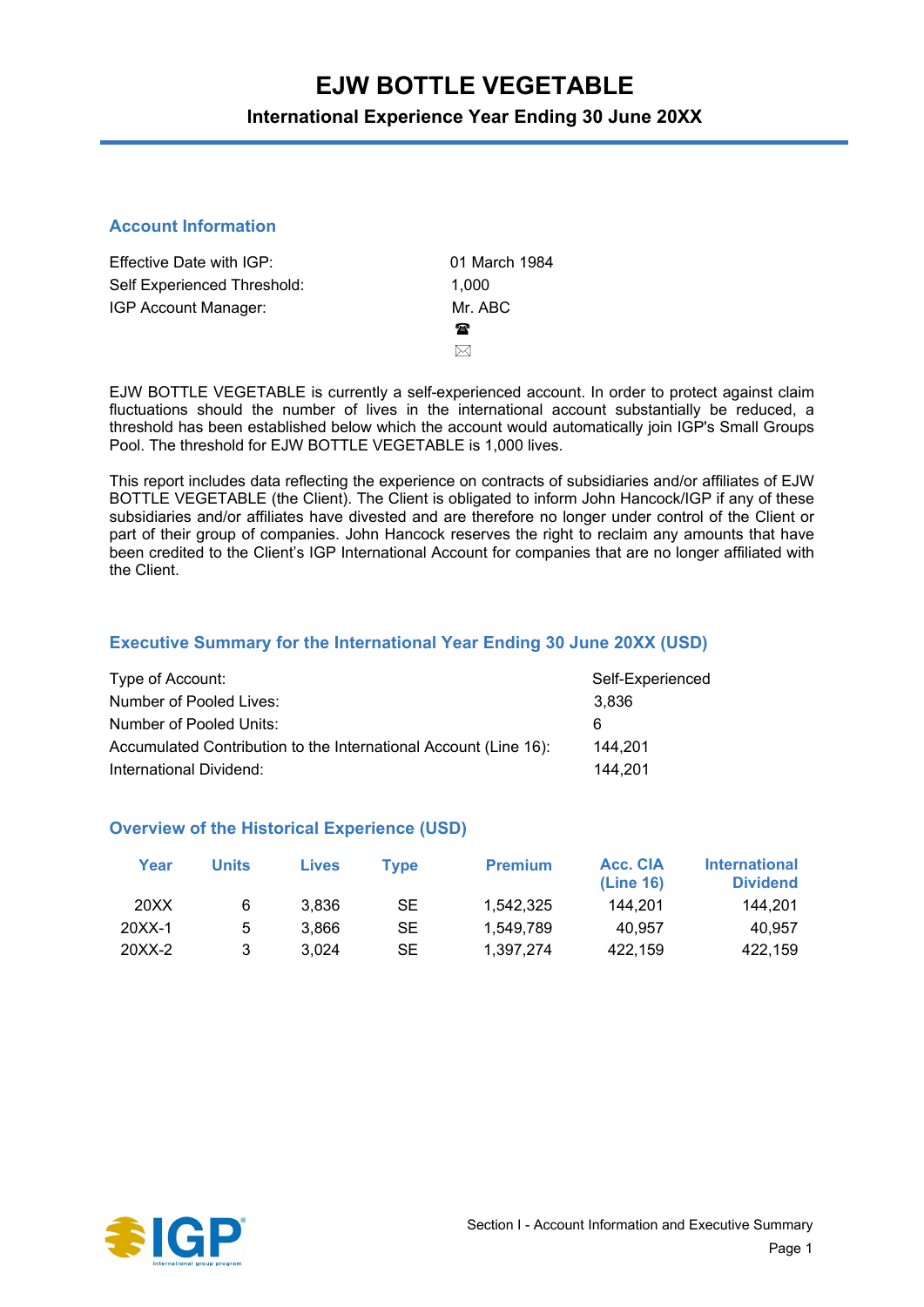# EJW BOTTLE VEGETABLE

## International Experience Year Ending 30 June 20XX

### Account Information

| | |
|---|---|
| Effective Date with IGP: | 01 March 1984 |
| Self Experienced Threshold: | 1,000 |
| IGP Account Manager: | Mr. ABC |
| | ☎ |
| | ✉ |

EJW BOTTLE VEGETABLE is currently a self-experienced account. In order to protect against claim fluctuations should the number of lives in the international account substantially be reduced, a threshold has been established below which the account would automatically join IGP's Small Groups Pool. The threshold for EJW BOTTLE VEGETABLE is 1,000 lives.

This report includes data reflecting the experience on contracts of subsidiaries and/or affiliates of EJW BOTTLE VEGETABLE (the Client). The Client is obligated to inform John Hancock/IGP if any of these subsidiaries and/or affiliates have divested and are therefore no longer under control of the Client or part of their group of companies. John Hancock reserves the right to reclaim any amounts that have been credited to the Client's IGP International Account for companies that are no longer affiliated with the Client.

### Executive Summary for the International Year Ending 30 June 20XX (USD)

| | |
|---|---|
| Type of Account: | Self-Experienced |
| Number of Pooled Lives: | 3,836 |
| Number of Pooled Units: | 6 |
| Accumulated Contribution to the International Account (Line 16): | 144,201 |
| International Dividend: | 144,201 |

### Overview of the Historical Experience (USD)

| Year | Units | Lives | Type | Premium | Acc. CIA (Line 16) | International Dividend |
|---|---|---|---|---|---|---|
| 20XX | 6 | 3,836 | SE | 1,542,325 | 144,201 | 144,201 |
| 20XX-1 | 5 | 3,866 | SE | 1,549,789 | 40,957 | 40,957 |
| 20XX-2 | 3 | 3,024 | SE | 1,397,274 | 422,159 | 422,159 |

Section I - Account Information and Executive Summary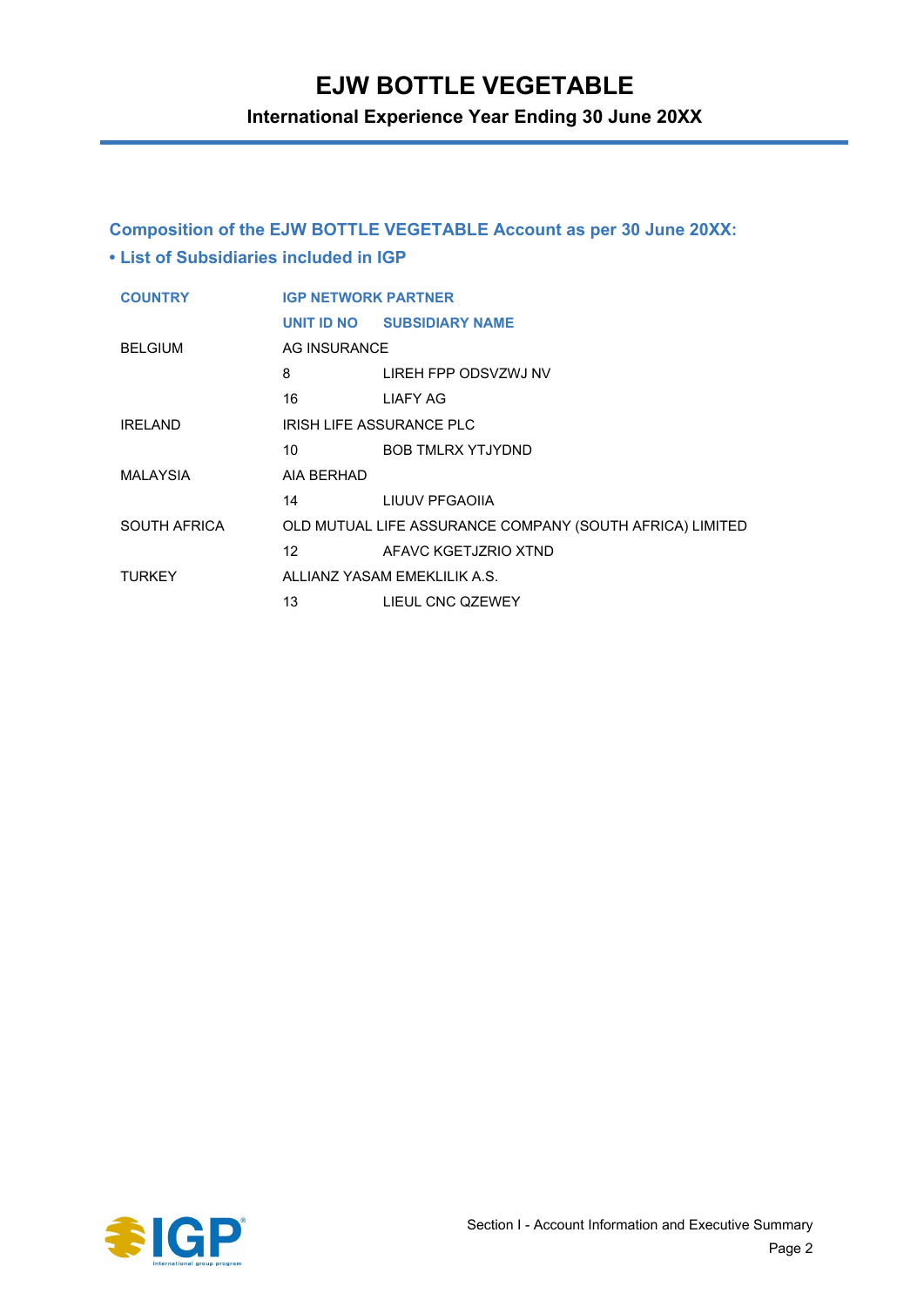# EJW BOTTLE VEGETABLE

## International Experience Year Ending 30 June 20XX

### Composition of the EJW BOTTLE VEGETABLE Account as per 30 June 20XX:

### • List of Subsidiaries included in IGP

| COUNTRY | IGP NETWORK PARTNER | |
|---|---|---|
| | UNIT ID NO | SUBSIDIARY NAME |
| BELGIUM | AG INSURANCE | |
| | 8 | LIREH FPP ODSVZWJ NV |
| | 16 | LIAFY AG |
| IRELAND | IRISH LIFE ASSURANCE PLC | |
| | 10 | BOB TMLRX YTJYDND |
| MALAYSIA | AIA BERHAD | |
| | 14 | LIUUV PFGAOIIA |
| SOUTH AFRICA | OLD MUTUAL LIFE ASSURANCE COMPANY (SOUTH AFRICA) LIMITED | |
| | 12 | AFAVC KGETJZRIO XTND |
| TURKEY | ALLIANZ YASAM EMEKLILIK A.S. | |
| | 13 | LIEUL CNC QZEWEY |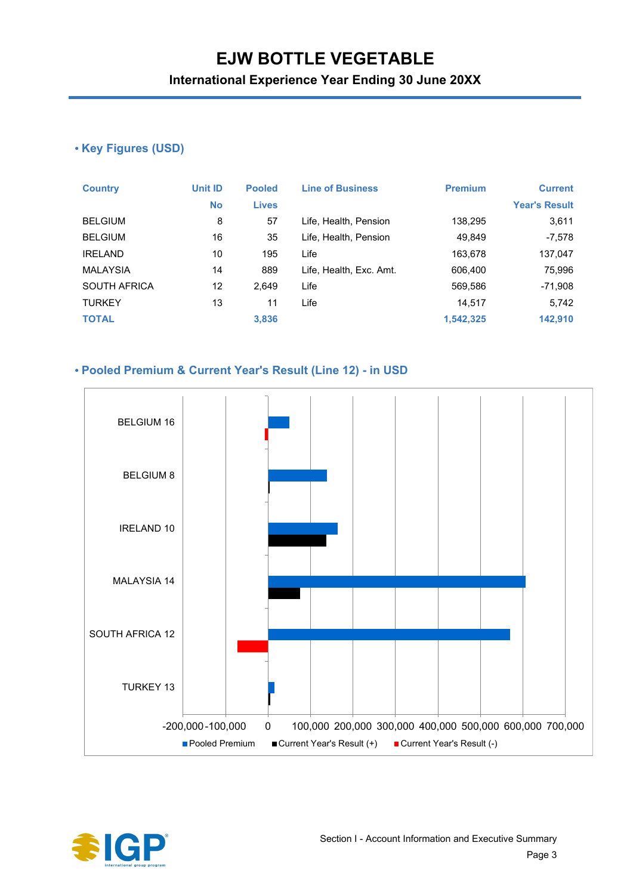# EJW BOTTLE VEGETABLE

## International Experience Year Ending 30 June 20XX

### • Key Figures (USD)

| Country | Unit ID No | Pooled Lives | Line of Business | Premium | Current Year's Result |
|---|---|---|---|---|---|
| BELGIUM | 8 | 57 | Life, Health, Pension | 138,295 | 3,611 |
| BELGIUM | 16 | 35 | Life, Health, Pension | 49,849 | -7,578 |
| IRELAND | 10 | 195 | Life | 163,678 | 137,047 |
| MALAYSIA | 14 | 889 | Life, Health, Exc. Amt. | 606,400 | 75,996 |
| SOUTH AFRICA | 12 | 2,649 | Life | 569,586 | -71,908 |
| TURKEY | 13 | 11 | Life | 14,517 | 5,742 |
| **TOTAL** | | **3,836** | | **1,542,325** | **142,910** |

### • Pooled Premium & Current Year's Result (Line 12) - in USD

BELGIUM 16
BELGIUM 8
IRELAND 10
MALAYSIA 14
SOUTH AFRICA 12
TURKEY 13

-200,000 -100,000 0 100,000 200,000 300,000 400,000 500,000 600,000 700,000

Pooled Premium ■ Current Year's Result (+) ■ Current Year's Result (-)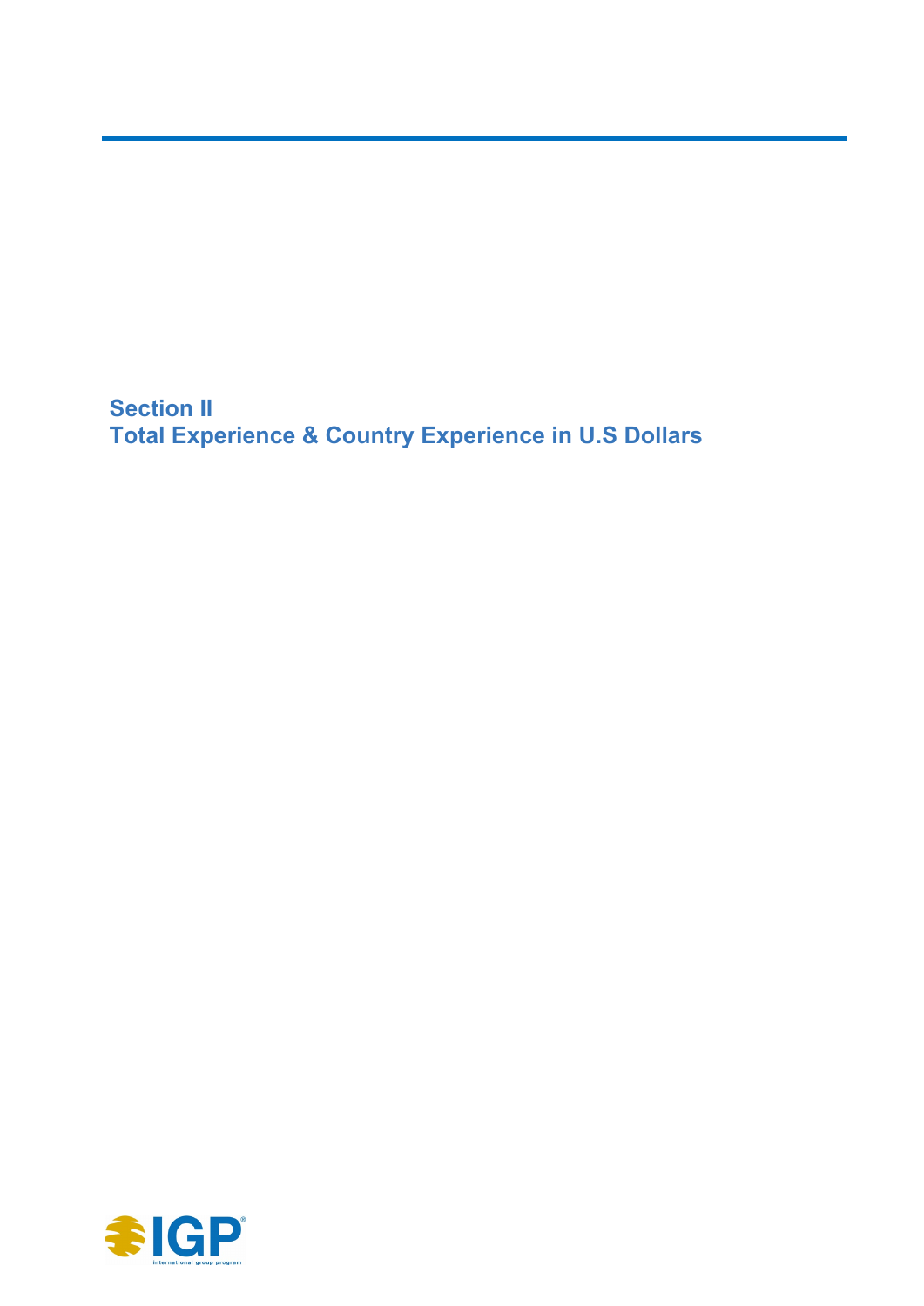# Section II
# Total Experience & Country Experience in U.S Dollars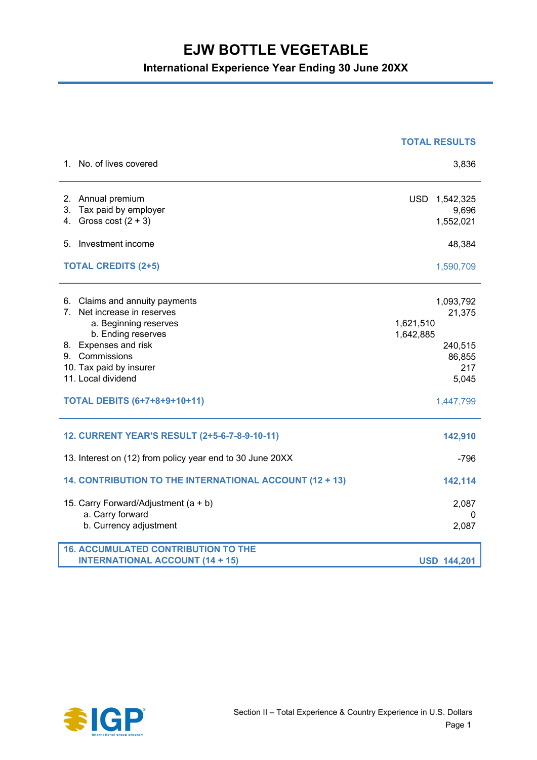# EJW BOTTLE VEGETABLE

## International Experience Year Ending 30 June 20XX

| | | TOTAL RESULTS |
|---|---|---|
| 1. No. of lives covered | | 3,836 |
| 2. Annual premium | | USD 1,542,325 |
| 3. Tax paid by employer | | 9,696 |
| 4. Gross cost (2 + 3) | | 1,552,021 |
| 5. Investment income | | 48,384 |
| **TOTAL CREDITS (2+5)** | | 1,590,709 |
| 6. Claims and annuity payments | | 1,093,792 |
| 7. Net increase in reserves | | 21,375 |
| a. Beginning reserves | 1,621,510 | |
| b. Ending reserves | 1,642,885 | |
| 8. Expenses and risk | | 240,515 |
| 9. Commissions | | 86,855 |
| 10. Tax paid by insurer | | 217 |
| 11. Local dividend | | 5,045 |
| **TOTAL DEBITS (6+7+8+9+10+11)** | | 1,447,799 |
| **12. CURRENT YEAR'S RESULT (2+5-6-7-8-9-10-11)** | | **142,910** |
| 13. Interest on (12) from policy year end to 30 June 20XX | | -796 |
| **14. CONTRIBUTION TO THE INTERNATIONAL ACCOUNT (12 + 13)** | | **142,114** |
| 15. Carry Forward/Adjustment (a + b) | | 2,087 |
| a. Carry forward | | 0 |
| b. Currency adjustment | | 2,087 |
| **16. ACCUMULATED CONTRIBUTION TO THE INTERNATIONAL ACCOUNT (14 + 15)** | | **USD 144,201** |

Section II – Total Experience & Country Experience in U.S. Dollars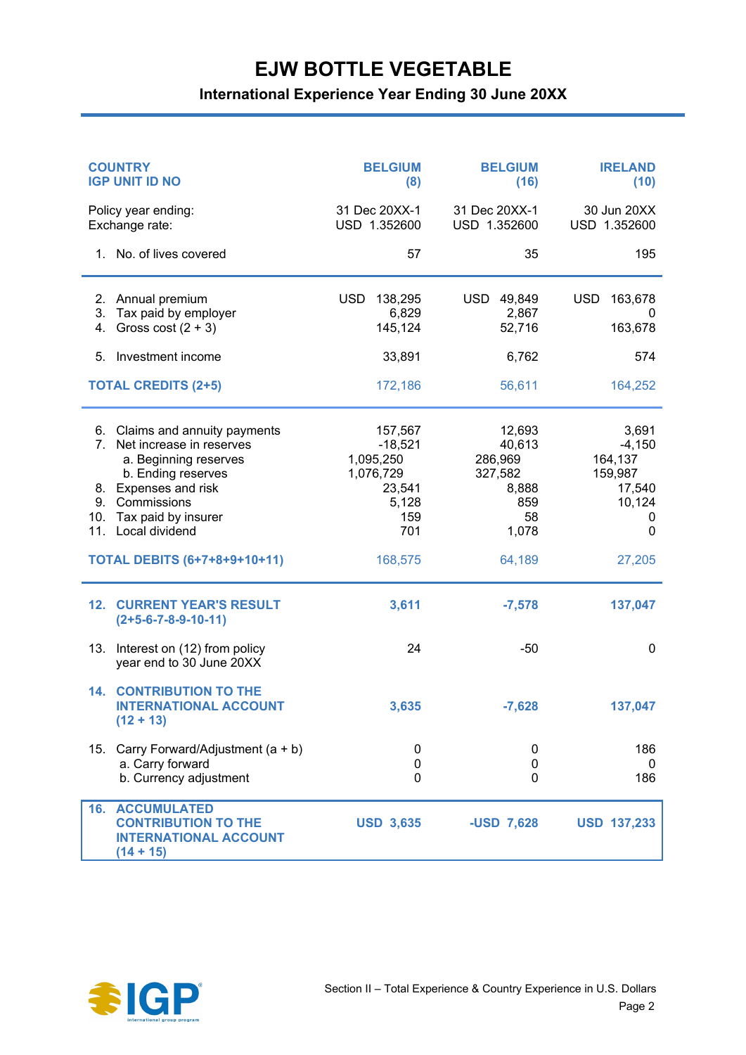# EJW BOTTLE VEGETABLE

## International Experience Year Ending 30 June 20XX

| COUNTRY<br>IGP UNIT ID NO | BELGIUM<br>(8) | BELGIUM<br>(16) | IRELAND<br>(10) |
|---|---|---|---|
| Policy year ending: | 31 Dec 20XX-1 | 31 Dec 20XX-1 | 30 Jun 20XX |
| Exchange rate: | USD 1.352600 | USD 1.352600 | USD 1.352600 |
| 1. No. of lives covered | 57 | 35 | 195 |
| 2. Annual premium | USD 138,295 | USD 49,849 | USD 163,678 |
| 3. Tax paid by employer | 6,829 | 2,867 | 0 |
| 4. Gross cost (2 + 3) | 145,124 | 52,716 | 163,678 |
| 5. Investment income | 33,891 | 6,762 | 574 |
| **TOTAL CREDITS (2+5)** | 172,186 | 56,611 | 164,252 |
| 6. Claims and annuity payments | 157,567 | 12,693 | 3,691 |
| 7. Net increase in reserves | -18,521 | 40,613 | -4,150 |
| a. Beginning reserves | 1,095,250 | 286,969 | 164,137 |
| b. Ending reserves | 1,076,729 | 327,582 | 159,987 |
| 8. Expenses and risk | 23,541 | 8,888 | 17,540 |
| 9. Commissions | 5,128 | 859 | 10,124 |
| 10. Tax paid by insurer | 159 | 58 | 0 |
| 11. Local dividend | 701 | 1,078 | 0 |
| **TOTAL DEBITS (6+7+8+9+10+11)** | 168,575 | 64,189 | 27,205 |
| **12. CURRENT YEAR'S RESULT (2+5-6-7-8-9-10-11)** | **3,611** | **-7,578** | **137,047** |
| 13. Interest on (12) from policy year end to 30 June 20XX | 24 | -50 | 0 |
| **14. CONTRIBUTION TO THE INTERNATIONAL ACCOUNT (12 + 13)** | **3,635** | **-7,628** | **137,047** |
| 15. Carry Forward/Adjustment (a + b) | 0 | 0 | 186 |
| a. Carry forward | 0 | 0 | 0 |
| b. Currency adjustment | 0 | 0 | 186 |
| **16. ACCUMULATED CONTRIBUTION TO THE INTERNATIONAL ACCOUNT (14 + 15)** | **USD 3,635** | **-USD 7,628** | **USD 137,233** |

Section II – Total Experience & Country Experience in U.S. Dollars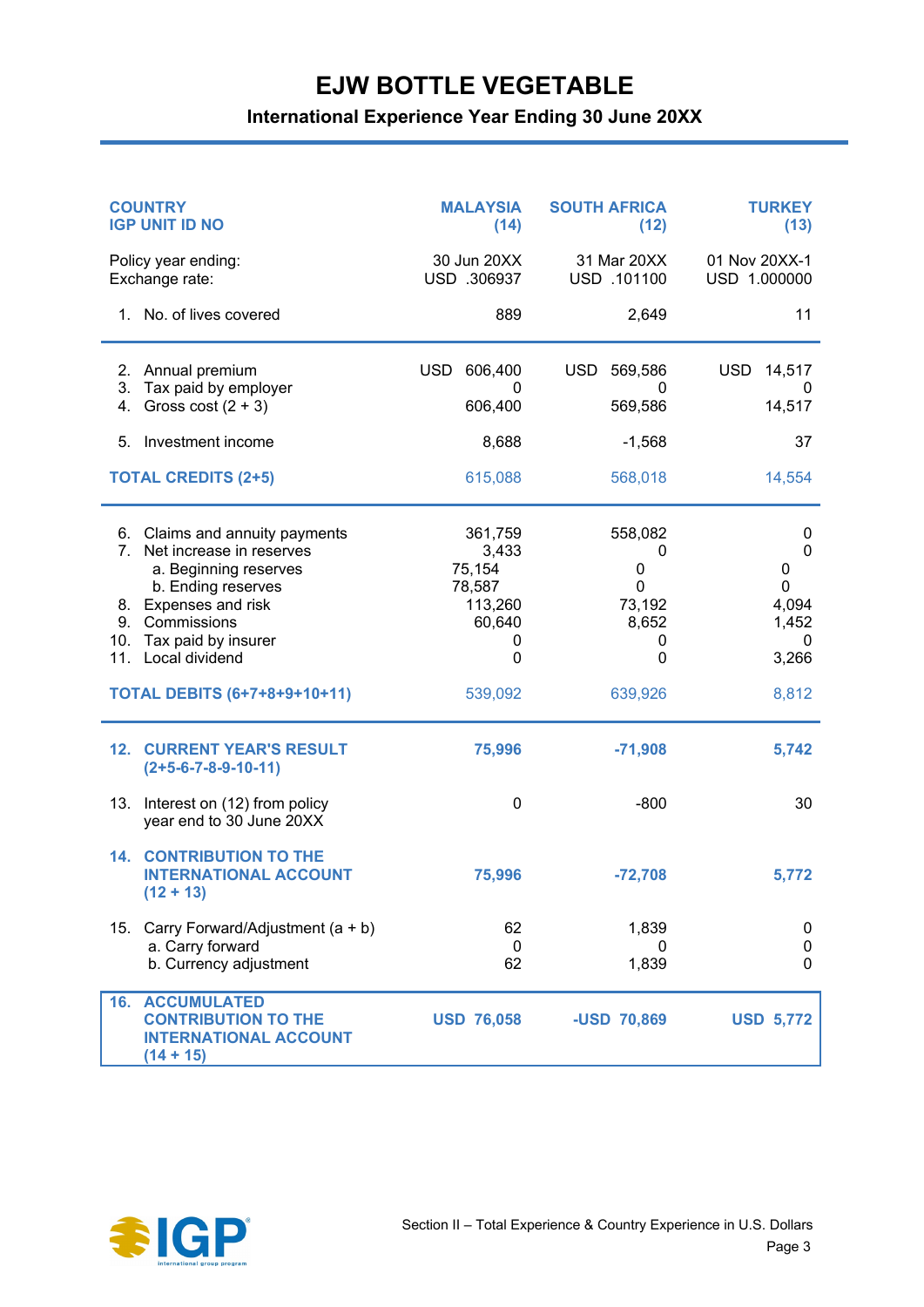# EJW BOTTLE VEGETABLE

## International Experience Year Ending 30 June 20XX

| COUNTRY<br>IGP UNIT ID NO | MALAYSIA<br>(14) | SOUTH AFRICA<br>(12) | TURKEY<br>(13) |
|---|---|---|---|
| Policy year ending: | 30 Jun 20XX | 31 Mar 20XX | 01 Nov 20XX-1 |
| Exchange rate: | USD .306937 | USD .101100 | USD 1.000000 |
| 1. No. of lives covered | 889 | 2,649 | 11 |
| 2. Annual premium | USD 606,400 | USD 569,586 | USD 14,517 |
| 3. Tax paid by employer | 0 | 0 | 0 |
| 4. Gross cost (2 + 3) | 606,400 | 569,586 | 14,517 |
| 5. Investment income | 8,688 | -1,568 | 37 |
| **TOTAL CREDITS (2+5)** | 615,088 | 568,018 | 14,554 |
| 6. Claims and annuity payments | 361,759 | 558,082 | 0 |
| 7. Net increase in reserves | 3,433 | 0 | 0 |
| a. Beginning reserves | 75,154 | 0 | 0 |
| b. Ending reserves | 78,587 | 0 | 0 |
| 8. Expenses and risk | 113,260 | 73,192 | 4,094 |
| 9. Commissions | 60,640 | 8,652 | 1,452 |
| 10. Tax paid by insurer | 0 | 0 | 0 |
| 11. Local dividend | 0 | 0 | 3,266 |
| **TOTAL DEBITS (6+7+8+9+10+11)** | 539,092 | 639,926 | 8,812 |
| **12. CURRENT YEAR'S RESULT (2+5-6-7-8-9-10-11)** | **75,996** | **-71,908** | **5,742** |
| 13. Interest on (12) from policy year end to 30 June 20XX | 0 | -800 | 30 |
| **14. CONTRIBUTION TO THE INTERNATIONAL ACCOUNT (12 + 13)** | **75,996** | **-72,708** | **5,772** |
| 15. Carry Forward/Adjustment (a + b) | 62 | 1,839 | 0 |
| a. Carry forward | 0 | 0 | 0 |
| b. Currency adjustment | 62 | 1,839 | 0 |
| **16. ACCUMULATED CONTRIBUTION TO THE INTERNATIONAL ACCOUNT (14 + 15)** | **USD 76,058** | **-USD 70,869** | **USD 5,772** |

Section II – Total Experience & Country Experience in U.S. Dollars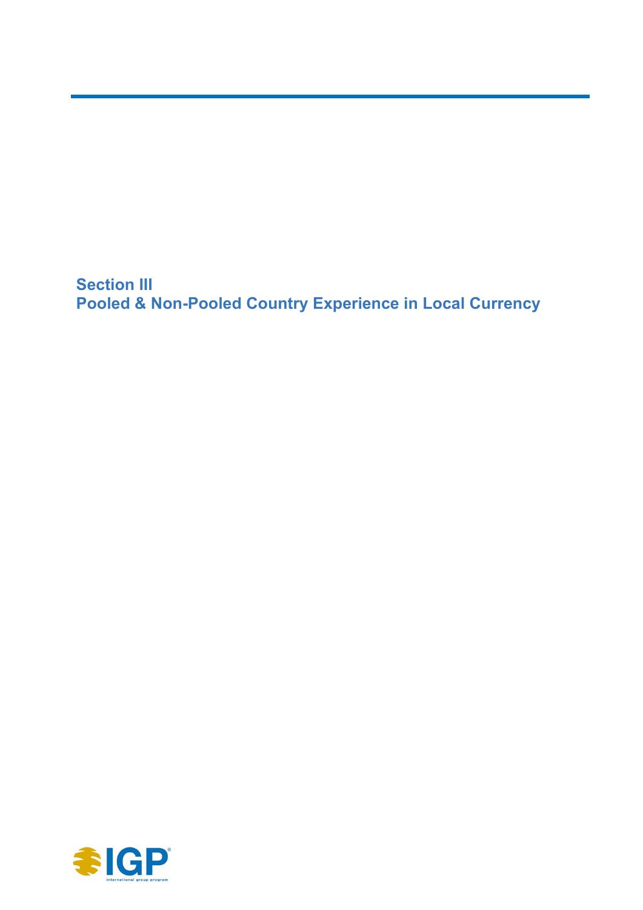# Section III
# Pooled & Non-Pooled Country Experience in Local Currency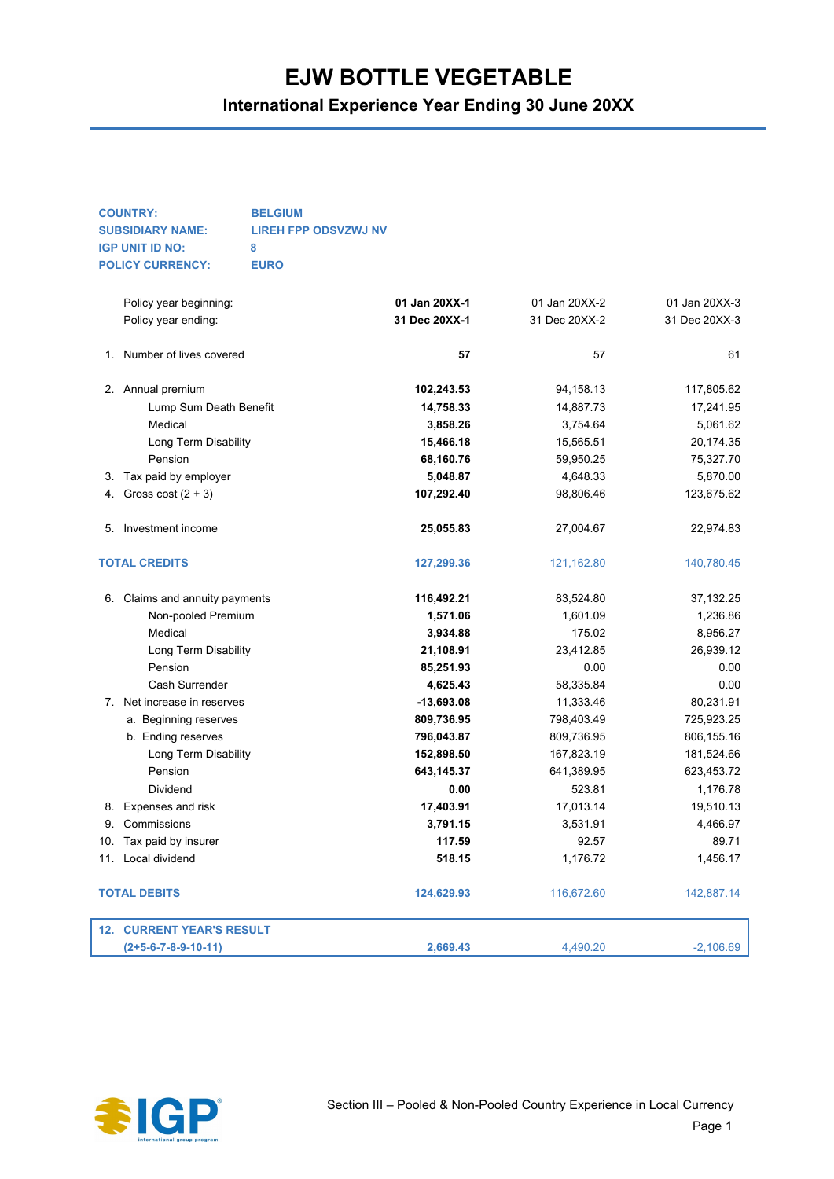# EJW BOTTLE VEGETABLE

## International Experience Year Ending 30 June 20XX

**COUNTRY:** BELGIUM
**SUBSIDIARY NAME:** LIREH FPP ODSVZWJ NV
**IGP UNIT ID NO:** 8
**POLICY CURRENCY:** EURO

| | | | |
|---|---|---|---|
| Policy year beginning: | **01 Jan 20XX-1** | 01 Jan 20XX-2 | 01 Jan 20XX-3 |
| Policy year ending: | **31 Dec 20XX-1** | 31 Dec 20XX-2 | 31 Dec 20XX-3 |
| 1. Number of lives covered | **57** | 57 | 61 |
| 2. Annual premium | **102,243.53** | 94,158.13 | 117,805.62 |
| Lump Sum Death Benefit | **14,758.33** | 14,887.73 | 17,241.95 |
| Medical | **3,858.26** | 3,754.64 | 5,061.62 |
| Long Term Disability | **15,466.18** | 15,565.51 | 20,174.35 |
| Pension | **68,160.76** | 59,950.25 | 75,327.70 |
| 3. Tax paid by employer | **5,048.87** | 4,648.33 | 5,870.00 |
| 4. Gross cost (2 + 3) | **107,292.40** | 98,806.46 | 123,675.62 |
| 5. Investment income | **25,055.83** | 27,004.67 | 22,974.83 |
| **TOTAL CREDITS** | **127,299.36** | 121,162.80 | 140,780.45 |
| 6. Claims and annuity payments | **116,492.21** | 83,524.80 | 37,132.25 |
| Non-pooled Premium | **1,571.06** | 1,601.09 | 1,236.86 |
| Medical | **3,934.88** | 175.02 | 8,956.27 |
| Long Term Disability | **21,108.91** | 23,412.85 | 26,939.12 |
| Pension | **85,251.93** | 0.00 | 0.00 |
| Cash Surrender | **4,625.43** | 58,335.84 | 0.00 |
| 7. Net increase in reserves | **-13,693.08** | 11,333.46 | 80,231.91 |
| a. Beginning reserves | **809,736.95** | 798,403.49 | 725,923.25 |
| b. Ending reserves | **796,043.87** | 809,736.95 | 806,155.16 |
| Long Term Disability | **152,898.50** | 167,823.19 | 181,524.66 |
| Pension | **643,145.37** | 641,389.95 | 623,453.72 |
| Dividend | **0.00** | 523.81 | 1,176.78 |
| 8. Expenses and risk | **17,403.91** | 17,013.14 | 19,510.13 |
| 9. Commissions | **3,791.15** | 3,531.91 | 4,466.97 |
| 10. Tax paid by insurer | **117.59** | 92.57 | 89.71 |
| 11. Local dividend | **518.15** | 1,176.72 | 1,456.17 |
| **TOTAL DEBITS** | **124,629.93** | 116,672.60 | 142,887.14 |
| **12. CURRENT YEAR'S RESULT (2+5-6-7-8-9-10-11)** | **2,669.43** | 4,490.20 | -2,106.69 |

Section III – Pooled & Non-Pooled Country Experience in Local Currency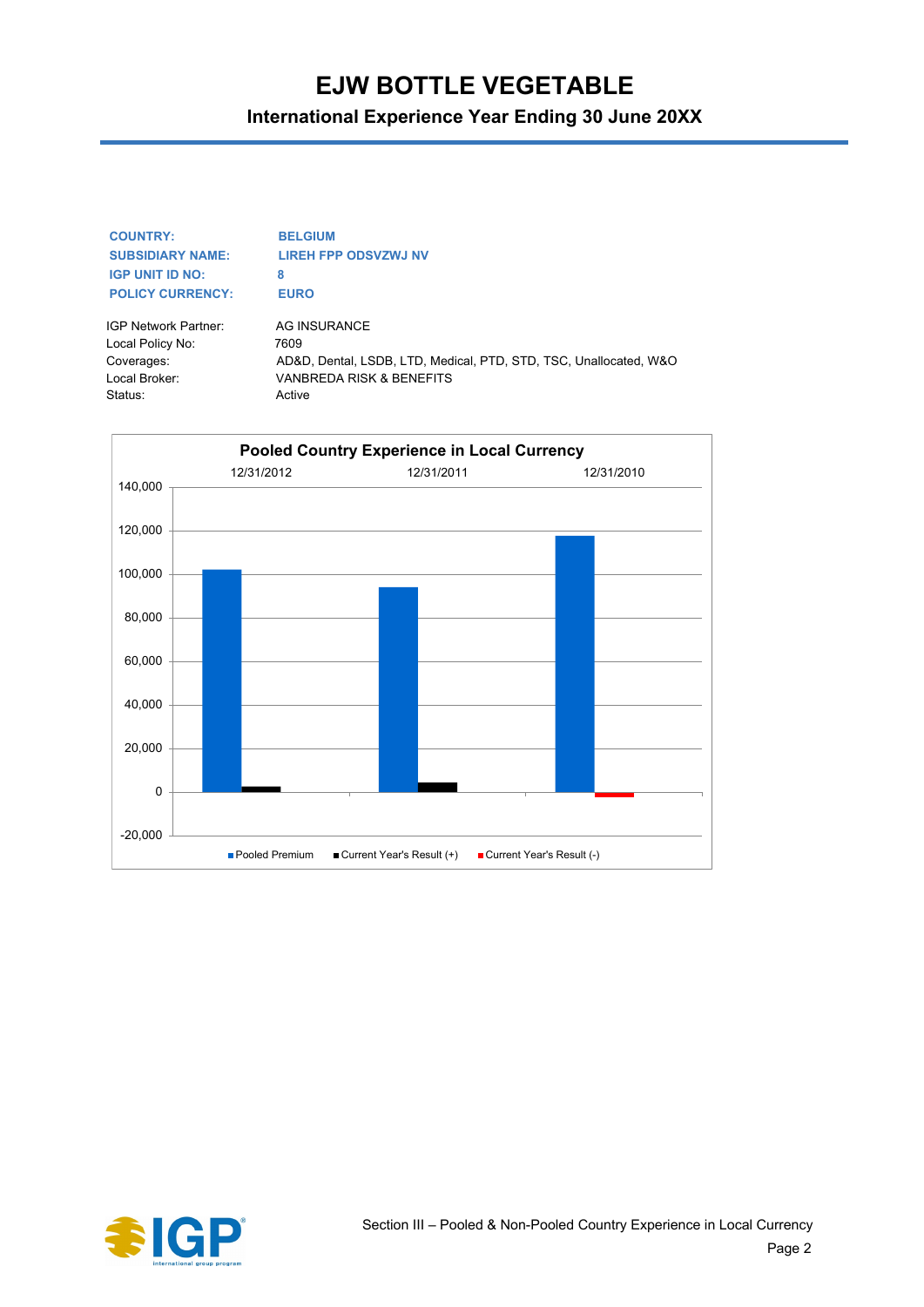# EJW BOTTLE VEGETABLE

## International Experience Year Ending 30 June 20XX

| | |
|---|---|
| **COUNTRY:** | **BELGIUM** |
| **SUBSIDIARY NAME:** | **LIREH FPP ODSVZWJ NV** |
| **IGP UNIT ID NO:** | **8** |
| **POLICY CURRENCY:** | **EURO** |

| | |
|---|---|
| IGP Network Partner: | AG INSURANCE |
| Local Policy No: | 7609 |
| Coverages: | AD&D, Dental, LSDB, LTD, Medical, PTD, STD, TSC, Unallocated, W&O |
| Local Broker: | VANBREDA RISK & BENEFITS |
| Status: | Active |

**Pooled Country Experience in Local Currency**

12/31/2012 12/31/2011 12/31/2010

140,000
120,000
100,000
80,000
60,000
40,000
20,000
0
-20,000

Pooled Premium · Current Year's Result (+) · Current Year's Result (-)

Section III – Pooled & Non-Pooled Country Experience in Local Currency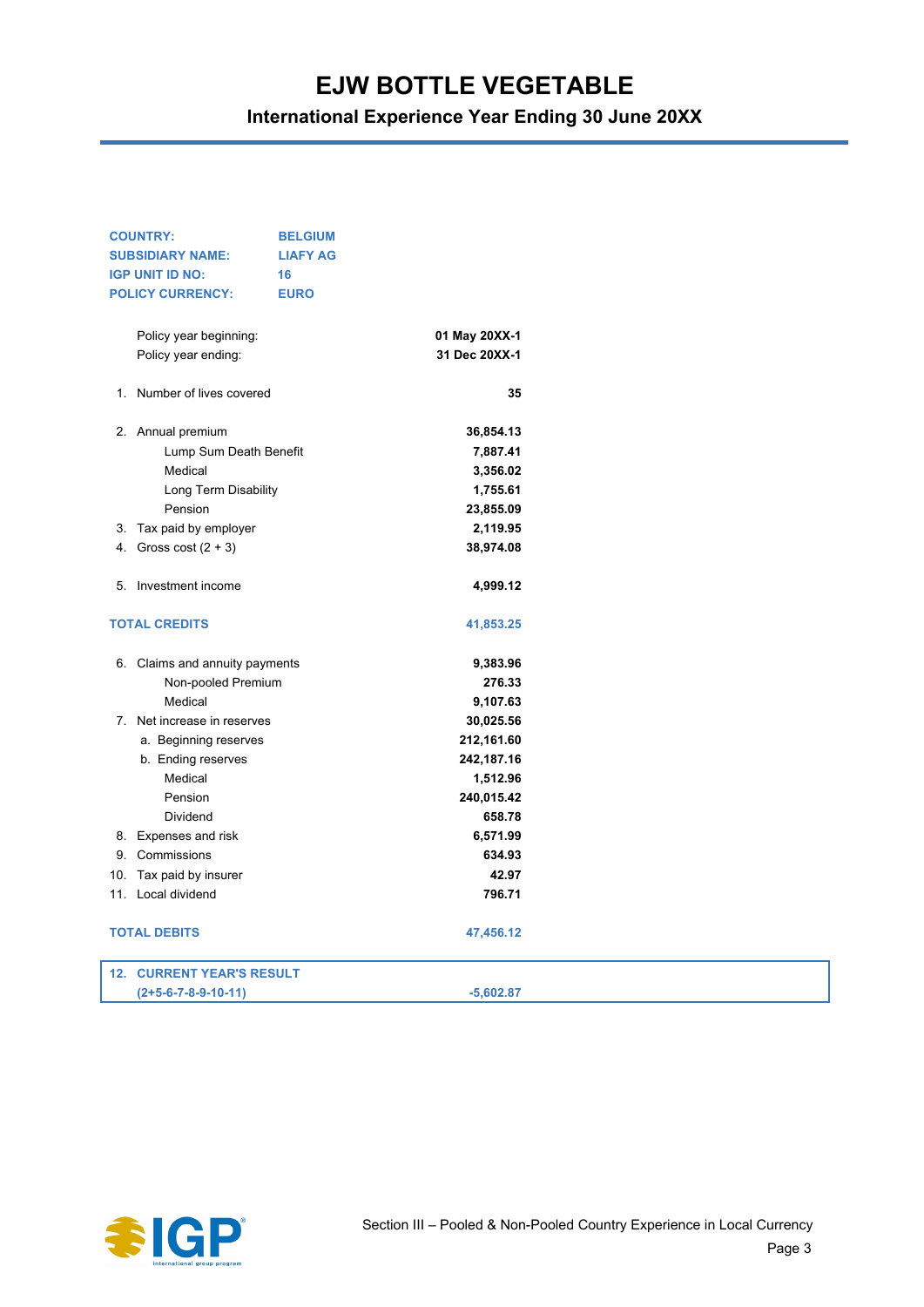# EJW BOTTLE VEGETABLE

## International Experience Year Ending 30 June 20XX

| | |
|---|---|
| **COUNTRY:** | **BELGIUM** |
| **SUBSIDIARY NAME:** | **LIAFY AG** |
| **IGP UNIT ID NO:** | **16** |
| **POLICY CURRENCY:** | **EURO** |

| | | |
|---|---|---|
| | Policy year beginning: | **01 May 20XX-1** |
| | Policy year ending: | **31 Dec 20XX-1** |
| 1. | Number of lives covered | **35** |
| 2. | Annual premium | **36,854.13** |
| | Lump Sum Death Benefit | **7,887.41** |
| | Medical | **3,356.02** |
| | Long Term Disability | **1,755.61** |
| | Pension | **23,855.09** |
| 3. | Tax paid by employer | **2,119.95** |
| 4. | Gross cost (2 + 3) | **38,974.08** |
| 5. | Investment income | **4,999.12** |
| **TOTAL CREDITS** | | **41,853.25** |
| 6. | Claims and annuity payments | **9,383.96** |
| | Non-pooled Premium | **276.33** |
| | Medical | **9,107.63** |
| 7. | Net increase in reserves | **30,025.56** |
| | a. Beginning reserves | **212,161.60** |
| | b. Ending reserves | **242,187.16** |
| | Medical | **1,512.96** |
| | Pension | **240,015.42** |
| | Dividend | **658.78** |
| 8. | Expenses and risk | **6,571.99** |
| 9. | Commissions | **634.93** |
| 10. | Tax paid by insurer | **42.97** |
| 11. | Local dividend | **796.71** |
| **TOTAL DEBITS** | | **47,456.12** |
| **12.** | **CURRENT YEAR'S RESULT (2+5-6-7-8-9-10-11)** | **-5,602.87** |

Section III – Pooled & Non-Pooled Country Experience in Local Currency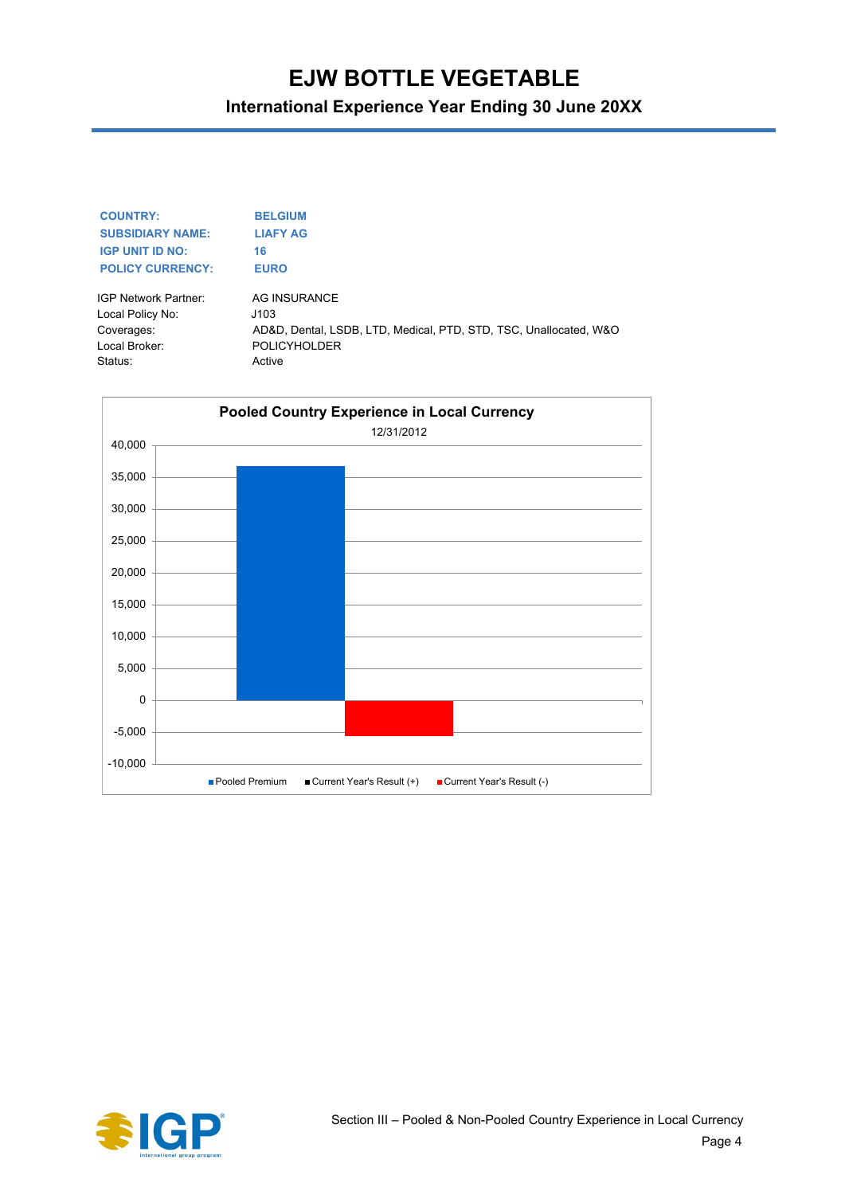# EJW BOTTLE VEGETABLE

## International Experience Year Ending 30 June 20XX

| | |
|---|---|
| **COUNTRY:** | **BELGIUM** |
| **SUBSIDIARY NAME:** | **LIAFY AG** |
| **IGP UNIT ID NO:** | **16** |
| **POLICY CURRENCY:** | **EURO** |

| | |
|---|---|
| IGP Network Partner: | AG INSURANCE |
| Local Policy No: | J103 |
| Coverages: | AD&D, Dental, LSDB, LTD, Medical, PTD, STD, TSC, Unallocated, W&O |
| Local Broker: | POLICYHOLDER |
| Status: | Active |

**Pooled Country Experience in Local Currency**

12/31/2012

| | Value (approx.) |
|---|---|
| Pooled Premium | ~36,800 |
| Current Year's Result (+) | |
| Current Year's Result (-) | ~-5,500 |

Legend: Pooled Premium, Current Year's Result (+), Current Year's Result (-)

Section III – Pooled & Non-Pooled Country Experience in Local Currency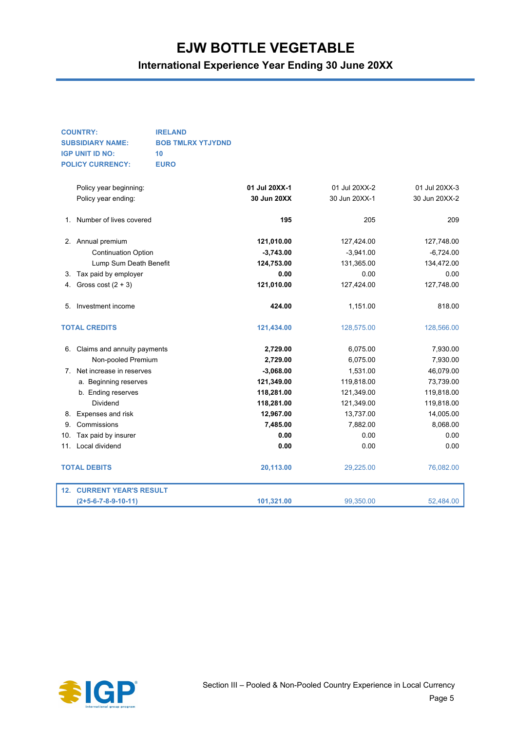# EJW BOTTLE VEGETABLE

## International Experience Year Ending 30 June 20XX

**COUNTRY:** IRELAND
**SUBSIDIARY NAME:** BOB TMLRX YTJYDND
**IGP UNIT ID NO:** 10
**POLICY CURRENCY:** EURO

| | **01 Jul 20XX-1** | 01 Jul 20XX-2 | 01 Jul 20XX-3 |
|---|---|---|---|
| Policy year beginning: | | | |
| Policy year ending: | **30 Jun 20XX** | 30 Jun 20XX-1 | 30 Jun 20XX-2 |
| 1. Number of lives covered | **195** | 205 | 209 |
| 2. Annual premium | **121,010.00** | 127,424.00 | 127,748.00 |
| Continuation Option | **-3,743.00** | -3,941.00 | -6,724.00 |
| Lump Sum Death Benefit | **124,753.00** | 131,365.00 | 134,472.00 |
| 3. Tax paid by employer | **0.00** | 0.00 | 0.00 |
| 4. Gross cost (2 + 3) | **121,010.00** | 127,424.00 | 127,748.00 |
| 5. Investment income | **424.00** | 1,151.00 | 818.00 |
| **TOTAL CREDITS** | **121,434.00** | 128,575.00 | 128,566.00 |
| 6. Claims and annuity payments | **2,729.00** | 6,075.00 | 7,930.00 |
| Non-pooled Premium | **2,729.00** | 6,075.00 | 7,930.00 |
| 7. Net increase in reserves | **-3,068.00** | 1,531.00 | 46,079.00 |
| a. Beginning reserves | **121,349.00** | 119,818.00 | 73,739.00 |
| b. Ending reserves | **118,281.00** | 121,349.00 | 119,818.00 |
| Dividend | **118,281.00** | 121,349.00 | 119,818.00 |
| 8. Expenses and risk | **12,967.00** | 13,737.00 | 14,005.00 |
| 9. Commissions | **7,485.00** | 7,882.00 | 8,068.00 |
| 10. Tax paid by insurer | **0.00** | 0.00 | 0.00 |
| 11. Local dividend | **0.00** | 0.00 | 0.00 |
| **TOTAL DEBITS** | **20,113.00** | 29,225.00 | 76,082.00 |
| **12. CURRENT YEAR'S RESULT (2+5-6-7-8-9-10-11)** | **101,321.00** | 99,350.00 | 52,484.00 |

Section III – Pooled & Non-Pooled Country Experience in Local Currency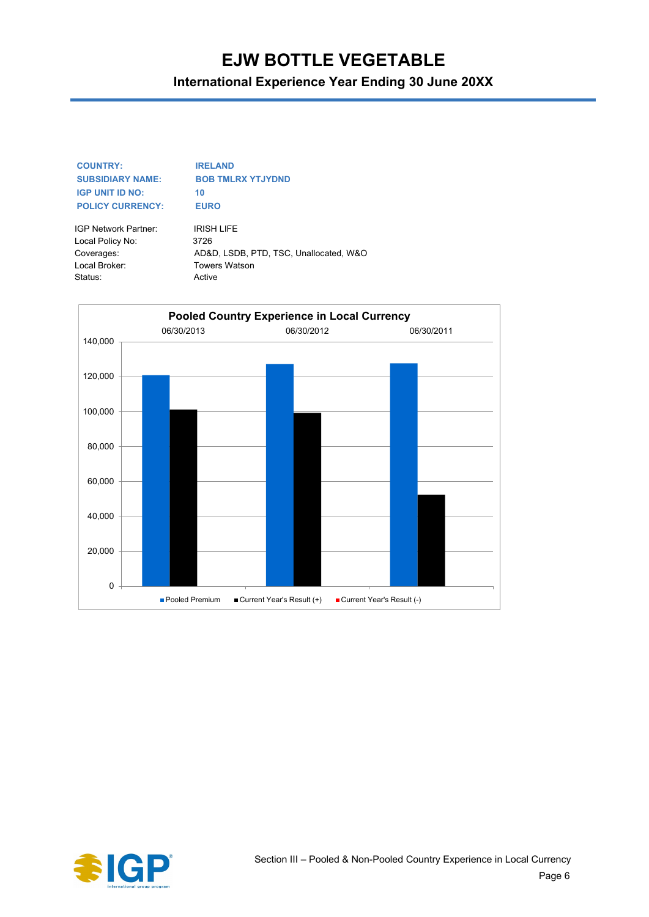# EJW BOTTLE VEGETABLE

## International Experience Year Ending 30 June 20XX

**COUNTRY:** **IRELAND**
**SUBSIDIARY NAME:** **BOB TMLRX YTJYDND**
**IGP UNIT ID NO:** **10**
**POLICY CURRENCY:** **EURO**

| | |
|---|---|
| IGP Network Partner: | IRISH LIFE |
| Local Policy No: | 3726 |
| Coverages: | AD&D, LSDB, PTD, TSC, Unallocated, W&O |
| Local Broker: | Towers Watson |
| Status: | Active |

**Pooled Country Experience in Local Currency**

| | 06/30/2013 | 06/30/2012 | 06/30/2011 |
|---|---|---|---|
| Pooled Premium | ~121,000 | ~127,000 | ~128,000 |
| Current Year's Result (+) | ~101,000 | ~99,000 | ~52,000 |
| Current Year's Result (-) | | | |

Section III – Pooled & Non-Pooled Country Experience in Local Currency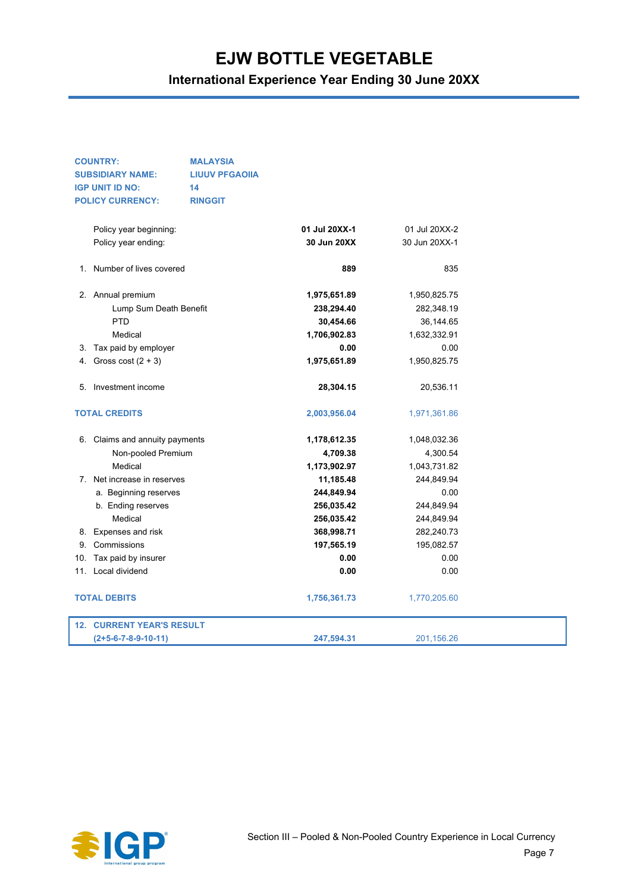# EJW BOTTLE VEGETABLE

## International Experience Year Ending 30 June 20XX

**COUNTRY:** MALAYSIA
**SUBSIDIARY NAME:** LIUUV PFGAOIIA
**IGP UNIT ID NO:** 14
**POLICY CURRENCY:** RINGGIT

| | | |
|---|---|---|
| Policy year beginning: | **01 Jul 20XX-1** | 01 Jul 20XX-2 |
| Policy year ending: | **30 Jun 20XX** | 30 Jun 20XX-1 |
| 1. Number of lives covered | **889** | 835 |
| 2. Annual premium | **1,975,651.89** | 1,950,825.75 |
| Lump Sum Death Benefit | **238,294.40** | 282,348.19 |
| PTD | **30,454.66** | 36,144.65 |
| Medical | **1,706,902.83** | 1,632,332.91 |
| 3. Tax paid by employer | **0.00** | 0.00 |
| 4. Gross cost (2 + 3) | **1,975,651.89** | 1,950,825.75 |
| 5. Investment income | **28,304.15** | 20,536.11 |
| **TOTAL CREDITS** | **2,003,956.04** | 1,971,361.86 |
| 6. Claims and annuity payments | **1,178,612.35** | 1,048,032.36 |
| Non-pooled Premium | **4,709.38** | 4,300.54 |
| Medical | **1,173,902.97** | 1,043,731.82 |
| 7. Net increase in reserves | **11,185.48** | 244,849.94 |
| a. Beginning reserves | **244,849.94** | 0.00 |
| b. Ending reserves | **256,035.42** | 244,849.94 |
| Medical | **256,035.42** | 244,849.94 |
| 8. Expenses and risk | **368,998.71** | 282,240.73 |
| 9. Commissions | **197,565.19** | 195,082.57 |
| 10. Tax paid by insurer | **0.00** | 0.00 |
| 11. Local dividend | **0.00** | 0.00 |
| **TOTAL DEBITS** | **1,756,361.73** | 1,770,205.60 |
| **12. CURRENT YEAR'S RESULT (2+5-6-7-8-9-10-11)** | **247,594.31** | 201,156.26 |

Section III – Pooled & Non-Pooled Country Experience in Local Currency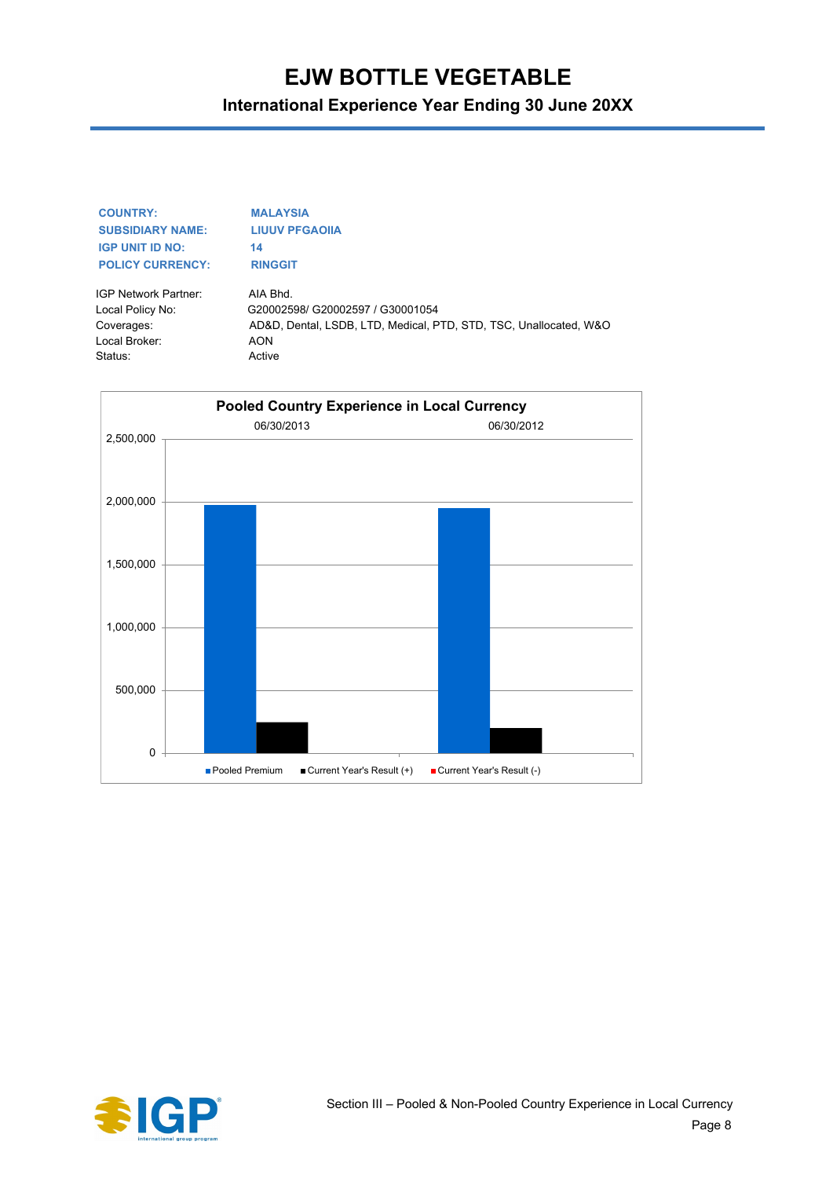# EJW BOTTLE VEGETABLE

## International Experience Year Ending 30 June 20XX

**COUNTRY:** **MALAYSIA**
**SUBSIDIARY NAME:** **LIUUV PFGAOIIA**
**IGP UNIT ID NO:** **14**
**POLICY CURRENCY:** **RINGGIT**

| | |
|---|---|
| IGP Network Partner: | AIA Bhd. |
| Local Policy No: | G20002598/ G20002597 / G30001054 |
| Coverages: | AD&D, Dental, LSDB, LTD, Medical, PTD, STD, TSC, Unallocated, W&O |
| Local Broker: | AON |
| Status: | Active |

**Pooled Country Experience in Local Currency**

06/30/2013 | 06/30/2012

2,500,000
2,000,000
1,500,000
1,000,000
500,000
0

Pooled Premium | Current Year's Result (+) | Current Year's Result (-)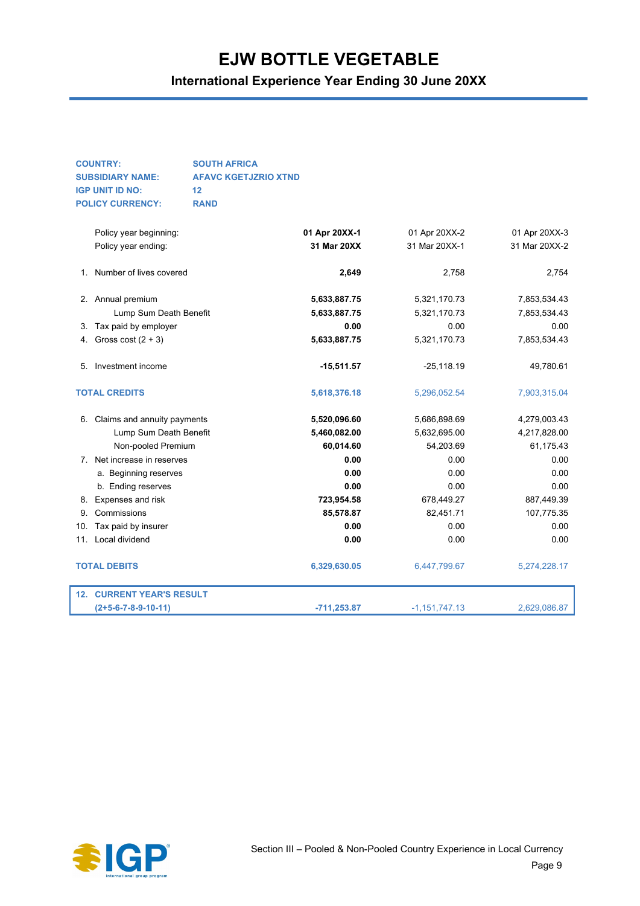# EJW BOTTLE VEGETABLE

## International Experience Year Ending 30 June 20XX

**COUNTRY:** SOUTH AFRICA
**SUBSIDIARY NAME:** AFAVC KGETJZRIO XTND
**IGP UNIT ID NO:** 12
**POLICY CURRENCY:** RAND

| | | | | |
|---|---|---|---|---|
| | Policy year beginning: | **01 Apr 20XX-1** | 01 Apr 20XX-2 | 01 Apr 20XX-3 |
| | Policy year ending: | **31 Mar 20XX** | 31 Mar 20XX-1 | 31 Mar 20XX-2 |
| 1. | Number of lives covered | **2,649** | 2,758 | 2,754 |
| 2. | Annual premium | **5,633,887.75** | 5,321,170.73 | 7,853,534.43 |
| | Lump Sum Death Benefit | **5,633,887.75** | 5,321,170.73 | 7,853,534.43 |
| 3. | Tax paid by employer | **0.00** | 0.00 | 0.00 |
| 4. | Gross cost (2 + 3) | **5,633,887.75** | 5,321,170.73 | 7,853,534.43 |
| 5. | Investment income | **-15,511.57** | -25,118.19 | 49,780.61 |
| **TOTAL CREDITS** | | **5,618,376.18** | 5,296,052.54 | 7,903,315.04 |
| 6. | Claims and annuity payments | **5,520,096.60** | 5,686,898.69 | 4,279,003.43 |
| | Lump Sum Death Benefit | **5,460,082.00** | 5,632,695.00 | 4,217,828.00 |
| | Non-pooled Premium | **60,014.60** | 54,203.69 | 61,175.43 |
| 7. | Net increase in reserves | **0.00** | 0.00 | 0.00 |
| | a. Beginning reserves | **0.00** | 0.00 | 0.00 |
| | b. Ending reserves | **0.00** | 0.00 | 0.00 |
| 8. | Expenses and risk | **723,954.58** | 678,449.27 | 887,449.39 |
| 9. | Commissions | **85,578.87** | 82,451.71 | 107,775.35 |
| 10. | Tax paid by insurer | **0.00** | 0.00 | 0.00 |
| 11. | Local dividend | **0.00** | 0.00 | 0.00 |
| **TOTAL DEBITS** | | **6,329,630.05** | 6,447,799.67 | 5,274,228.17 |
| **12.** | **CURRENT YEAR'S RESULT (2+5-6-7-8-9-10-11)** | **-711,253.87** | -1,151,747.13 | 2,629,086.87 |

Section III – Pooled & Non-Pooled Country Experience in Local Currency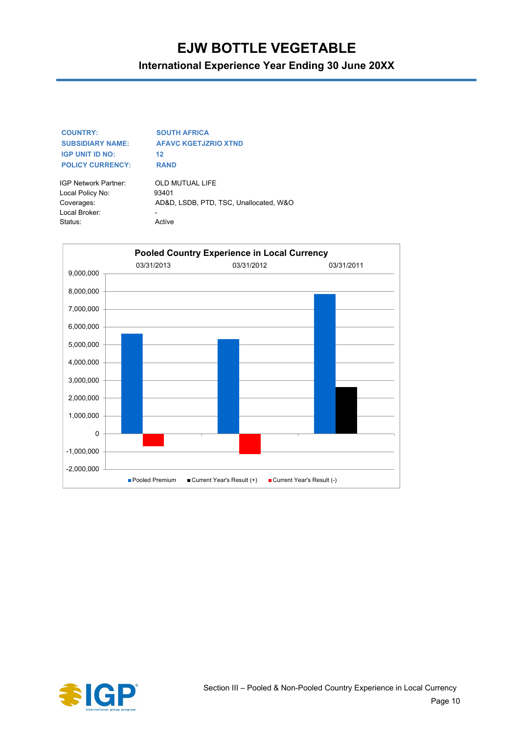# EJW BOTTLE VEGETABLE

## International Experience Year Ending 30 June 20XX

**COUNTRY:** SOUTH AFRICA
**SUBSIDIARY NAME:** AFAVC KGETJZRIO XTND
**IGP UNIT ID NO:** 12
**POLICY CURRENCY:** RAND

IGP Network Partner: OLD MUTUAL LIFE
Local Policy No: 93401
Coverages: AD&D, LSDB, PTD, TSC, Unallocated, W&O
Local Broker: -
Status: Active

**Pooled Country Experience in Local Currency**

03/31/2013 03/31/2012 03/31/2011

9,000,000
8,000,000
7,000,000
6,000,000
5,000,000
4,000,000
3,000,000
2,000,000
1,000,000
0
-1,000,000
-2,000,000

Pooled Premium | Current Year's Result (+) | Current Year's Result (-)

Section III – Pooled & Non-Pooled Country Experience in Local Currency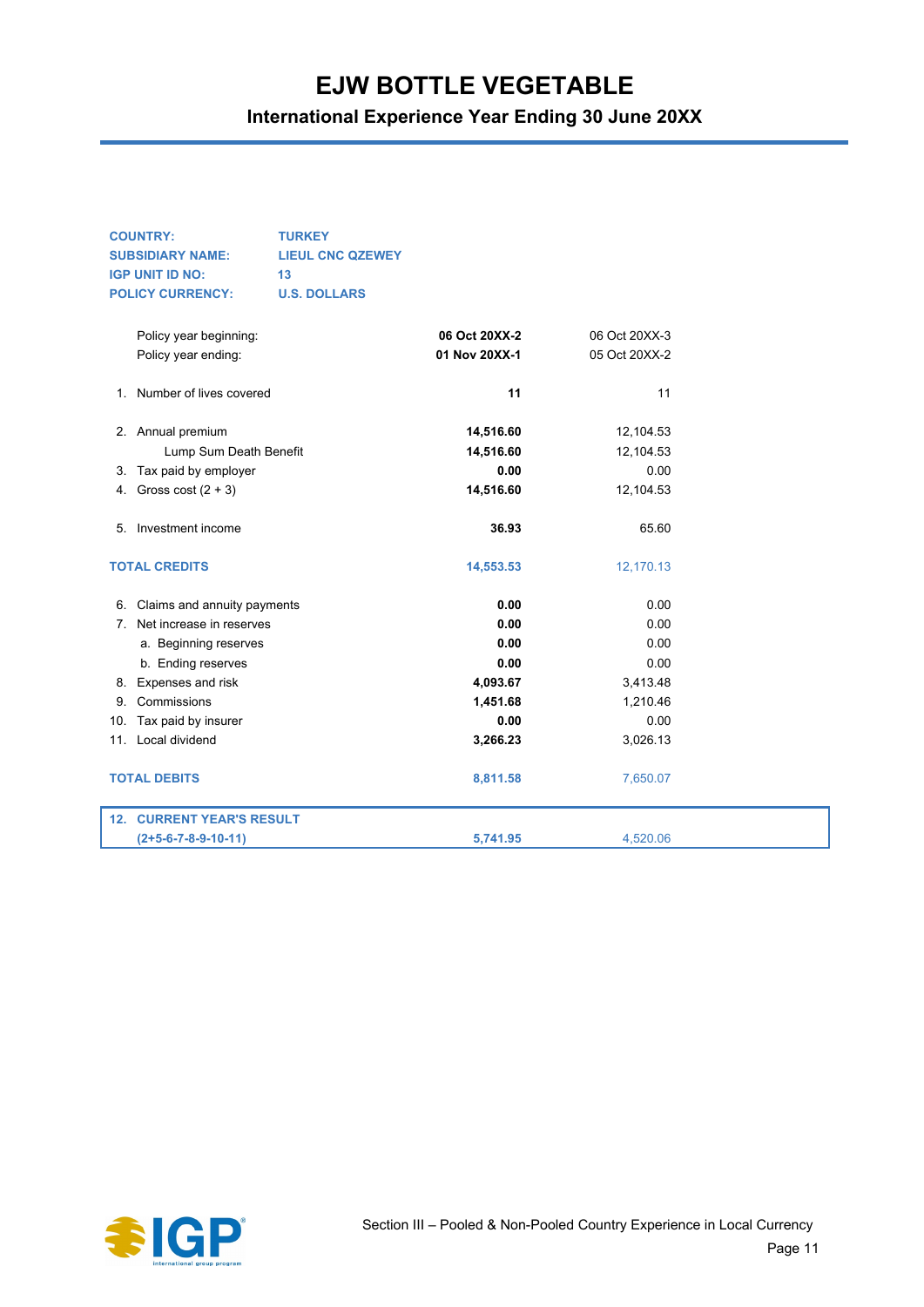# EJW BOTTLE VEGETABLE

## International Experience Year Ending 30 June 20XX

**COUNTRY:** TURKEY
**SUBSIDIARY NAME:** LIEUL CNC QZEWEY
**IGP UNIT ID NO:** 13
**POLICY CURRENCY:** U.S. DOLLARS

| | | |
|---|---|---|
| Policy year beginning: | **06 Oct 20XX-2** | 06 Oct 20XX-3 |
| Policy year ending: | **01 Nov 20XX-1** | 05 Oct 20XX-2 |
| 1. Number of lives covered | **11** | 11 |
| 2. Annual premium | **14,516.60** | 12,104.53 |
| Lump Sum Death Benefit | **14,516.60** | 12,104.53 |
| 3. Tax paid by employer | **0.00** | 0.00 |
| 4. Gross cost (2 + 3) | **14,516.60** | 12,104.53 |
| 5. Investment income | **36.93** | 65.60 |
| **TOTAL CREDITS** | **14,553.53** | 12,170.13 |
| 6. Claims and annuity payments | **0.00** | 0.00 |
| 7. Net increase in reserves | **0.00** | 0.00 |
| a. Beginning reserves | **0.00** | 0.00 |
| b. Ending reserves | **0.00** | 0.00 |
| 8. Expenses and risk | **4,093.67** | 3,413.48 |
| 9. Commissions | **1,451.68** | 1,210.46 |
| 10. Tax paid by insurer | **0.00** | 0.00 |
| 11. Local dividend | **3,266.23** | 3,026.13 |
| **TOTAL DEBITS** | **8,811.58** | 7,650.07 |
| **12. CURRENT YEAR'S RESULT (2+5-6-7-8-9-10-11)** | **5,741.95** | 4,520.06 |

Section III – Pooled & Non-Pooled Country Experience in Local Currency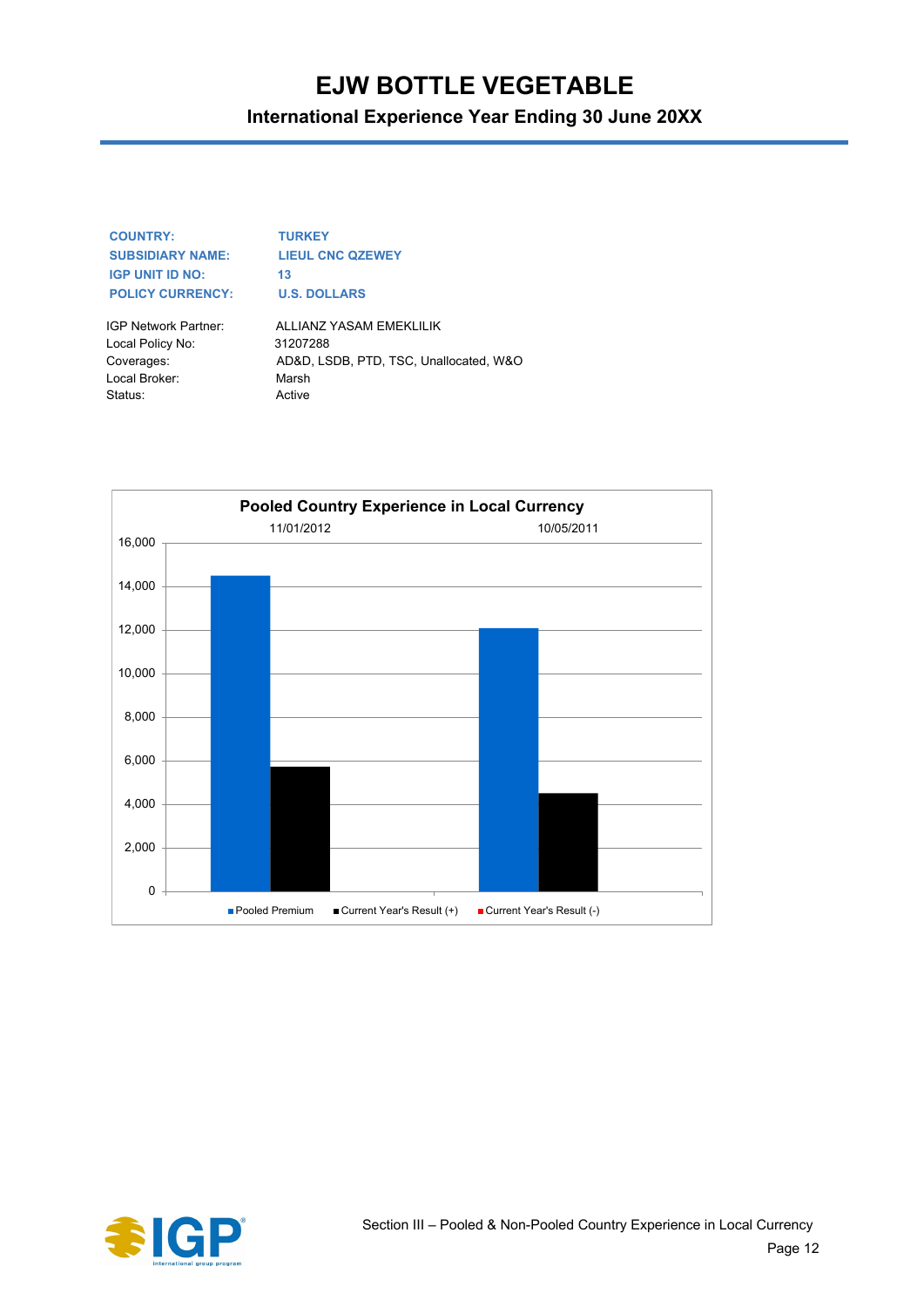# EJW BOTTLE VEGETABLE

## International Experience Year Ending 30 June 20XX

**COUNTRY:** TURKEY
**SUBSIDIARY NAME:** LIEUL CNC QZEWEY
**IGP UNIT ID NO:** 13
**POLICY CURRENCY:** U.S. DOLLARS

| | |
|---|---|
| IGP Network Partner: | ALLIANZ YASAM EMEKLILIK |
| Local Policy No: | 31207288 |
| Coverages: | AD&D, LSDB, PTD, TSC, Unallocated, W&O |
| Local Broker: | Marsh |
| Status: | Active |

**Pooled Country Experience in Local Currency**

| | 11/01/2012 | 10/05/2011 |
|---|---|---|
| Pooled Premium | ~14,500 | ~12,100 |
| Current Year's Result (+) | ~5,700 | ~4,500 |
| Current Year's Result (-) | | |

Section III – Pooled & Non-Pooled Country Experience in Local Currency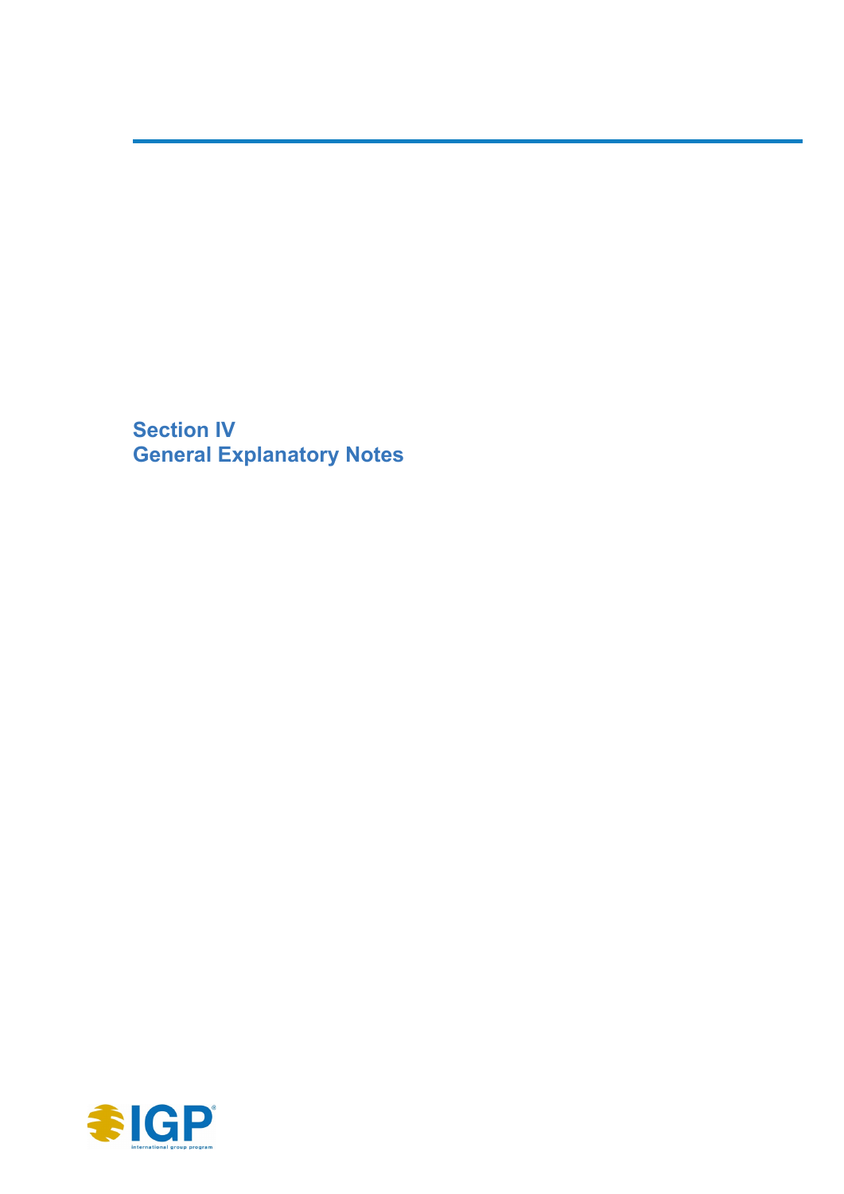# Section IV
# General Explanatory Notes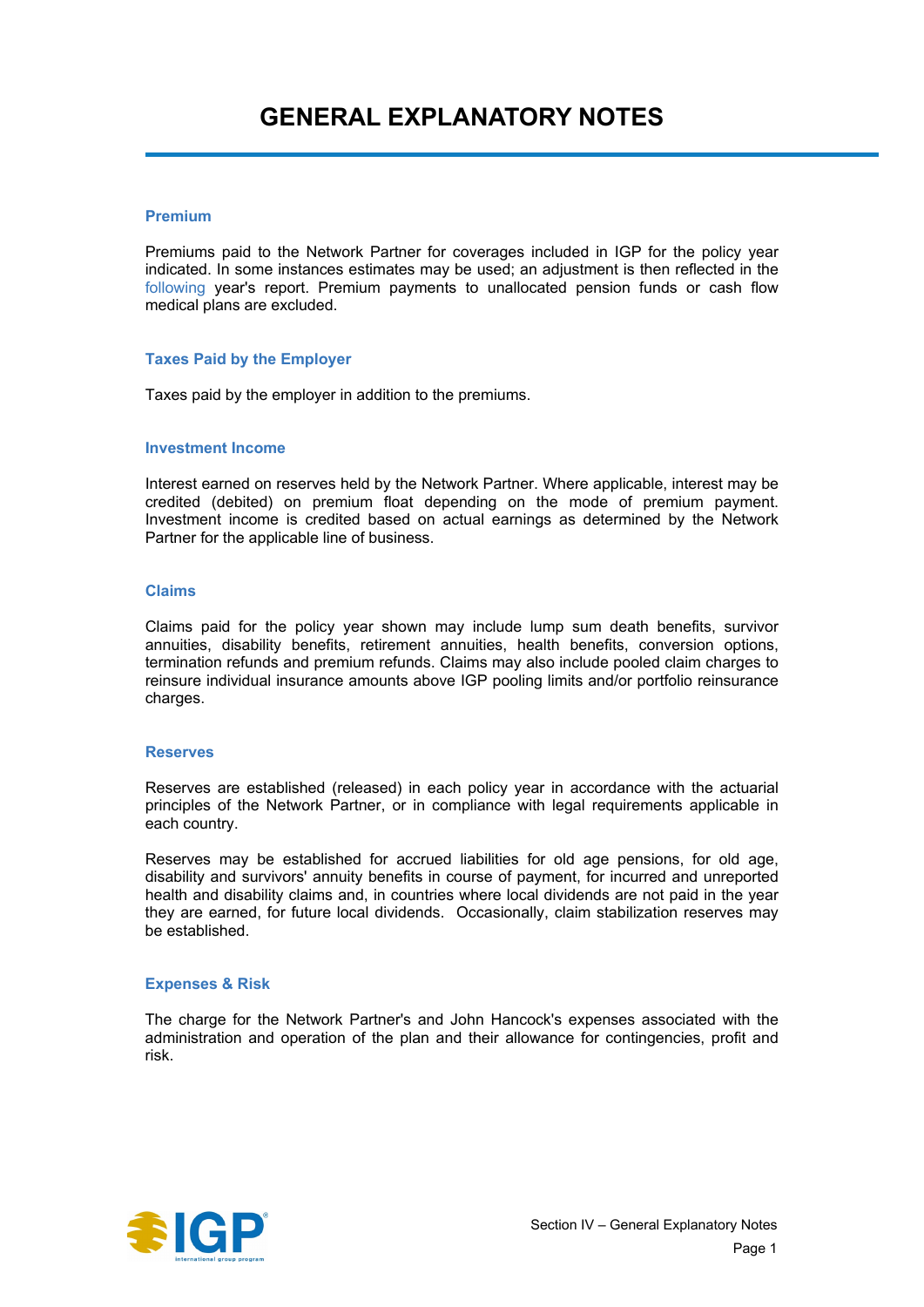# GENERAL EXPLANATORY NOTES

### Premium

Premiums paid to the Network Partner for coverages included in IGP for the policy year indicated. In some instances estimates may be used; an adjustment is then reflected in the following year's report. Premium payments to unallocated pension funds or cash flow medical plans are excluded.

### Taxes Paid by the Employer

Taxes paid by the employer in addition to the premiums.

### Investment Income

Interest earned on reserves held by the Network Partner. Where applicable, interest may be credited (debited) on premium float depending on the mode of premium payment. Investment income is credited based on actual earnings as determined by the Network Partner for the applicable line of business.

### Claims

Claims paid for the policy year shown may include lump sum death benefits, survivor annuities, disability benefits, retirement annuities, health benefits, conversion options, termination refunds and premium refunds. Claims may also include pooled claim charges to reinsure individual insurance amounts above IGP pooling limits and/or portfolio reinsurance charges.

### Reserves

Reserves are established (released) in each policy year in accordance with the actuarial principles of the Network Partner, or in compliance with legal requirements applicable in each country.

Reserves may be established for accrued liabilities for old age pensions, for old age, disability and survivors' annuity benefits in course of payment, for incurred and unreported health and disability claims and, in countries where local dividends are not paid in the year they are earned, for future local dividends. Occasionally, claim stabilization reserves may be established.

### Expenses & Risk

The charge for the Network Partner's and John Hancock's expenses associated with the administration and operation of the plan and their allowance for contingencies, profit and risk.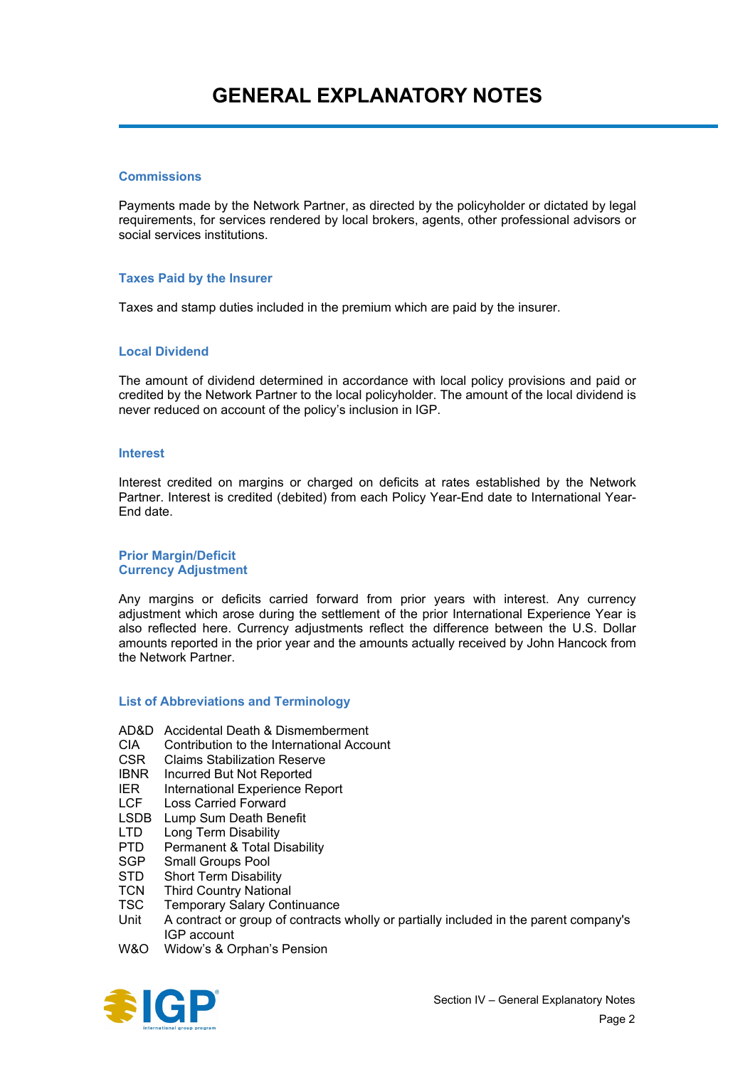# GENERAL EXPLANATORY NOTES

### Commissions

Payments made by the Network Partner, as directed by the policyholder or dictated by legal requirements, for services rendered by local brokers, agents, other professional advisors or social services institutions.

### Taxes Paid by the Insurer

Taxes and stamp duties included in the premium which are paid by the insurer.

### Local Dividend

The amount of dividend determined in accordance with local policy provisions and paid or credited by the Network Partner to the local policyholder. The amount of the local dividend is never reduced on account of the policy's inclusion in IGP.

### Interest

Interest credited on margins or charged on deficits at rates established by the Network Partner. Interest is credited (debited) from each Policy Year-End date to International Year-End date.

### Prior Margin/Deficit
### Currency Adjustment

Any margins or deficits carried forward from prior years with interest. Any currency adjustment which arose during the settlement of the prior International Experience Year is also reflected here. Currency adjustments reflect the difference between the U.S. Dollar amounts reported in the prior year and the amounts actually received by John Hancock from the Network Partner.

### List of Abbreviations and Terminology

| | |
|---|---|
| AD&D | Accidental Death & Dismemberment |
| CIA | Contribution to the International Account |
| CSR | Claims Stabilization Reserve |
| IBNR | Incurred But Not Reported |
| IER | International Experience Report |
| LCF | Loss Carried Forward |
| LSDB | Lump Sum Death Benefit |
| LTD | Long Term Disability |
| PTD | Permanent & Total Disability |
| SGP | Small Groups Pool |
| STD | Short Term Disability |
| TCN | Third Country National |
| TSC | Temporary Salary Continuance |
| Unit | A contract or group of contracts wholly or partially included in the parent company's IGP account |
| W&O | Widow's & Orphan's Pension |